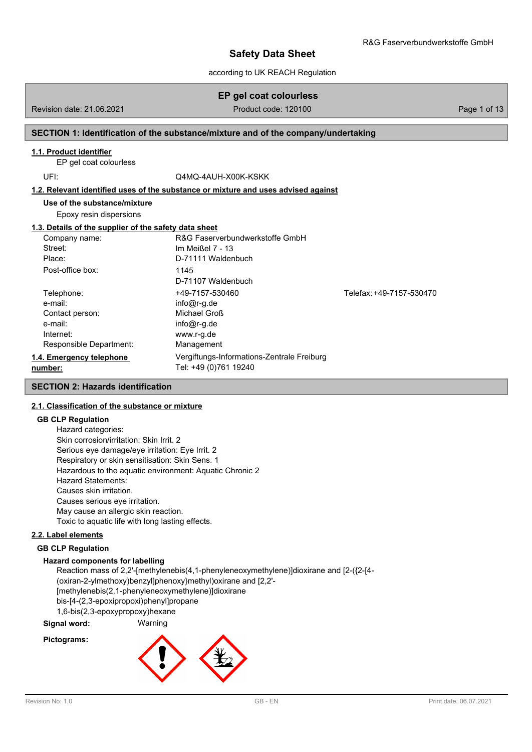# Safety Data Sheet

according to UK REACH Regulation

## EP gel coat colourless

Revision date: 21.06.2021 | Product code: 120100

## SECTION 1: Identification of the substance/mixture and of the company/undertaking

### 1.1. Product identifier

EP gel coat colourless

UFI: Q4MQ-4AUH-X00K-KSKK

### 1.2. Relevant identified uses of the substance or mixture and uses advised against

**Use of the substance/mixture**

Epoxy resin dispersions

### 1.3. Details of the supplier of the safety data sheet

| | | |
|---|---|---|
| Company name: | R&G Faserverbundwerkstoffe GmbH | |
| Street: | Im Meißel 7 - 13 | |
| Place: | D-71111 Waldenbuch | |
| Post-office box: | 1145<br>D-71107 Waldenbuch | |
| Telephone: | +49-7157-530460 | Telefax: +49-7157-530470 |
| e-mail: | info@r-g.de | |
| Contact person: | Michael Groß | |
| e-mail: | info@r-g.de | |
| Internet: | www.r-g.de | |
| Responsible Department: | Management | |

### 1.4. Emergency telephone number:

Vergiftungs-Informations-Zentrale Freiburg
Tel: +49 (0)761 19240

## SECTION 2: Hazards identification

### 2.1. Classification of the substance or mixture

**GB CLP Regulation**

Hazard categories:
Skin corrosion/irritation: Skin Irrit. 2
Serious eye damage/eye irritation: Eye Irrit. 2
Respiratory or skin sensitisation: Skin Sens. 1
Hazardous to the aquatic environment: Aquatic Chronic 2
Hazard Statements:
Causes skin irritation.
Causes serious eye irritation.
May cause an allergic skin reaction.
Toxic to aquatic life with long lasting effects.

### 2.2. Label elements

**GB CLP Regulation**

**Hazard components for labelling**

Reaction mass of 2,2'-[methylenebis(4,1-phenyleneoxymethylene)]dioxirane and [2-({2-[4-(oxiran-2-ylmethoxy)benzyl]phenoxy}methyl)oxirane and [2,2'-[methylenebis(2,1-phenyleneoxymethylene)]dioxirane
bis-[4-(2,3-epoxipropoxi)phenyl]propane
1,6-bis(2,3-epoxypropoxy)hexane

**Signal word:** Warning

**Pictograms:**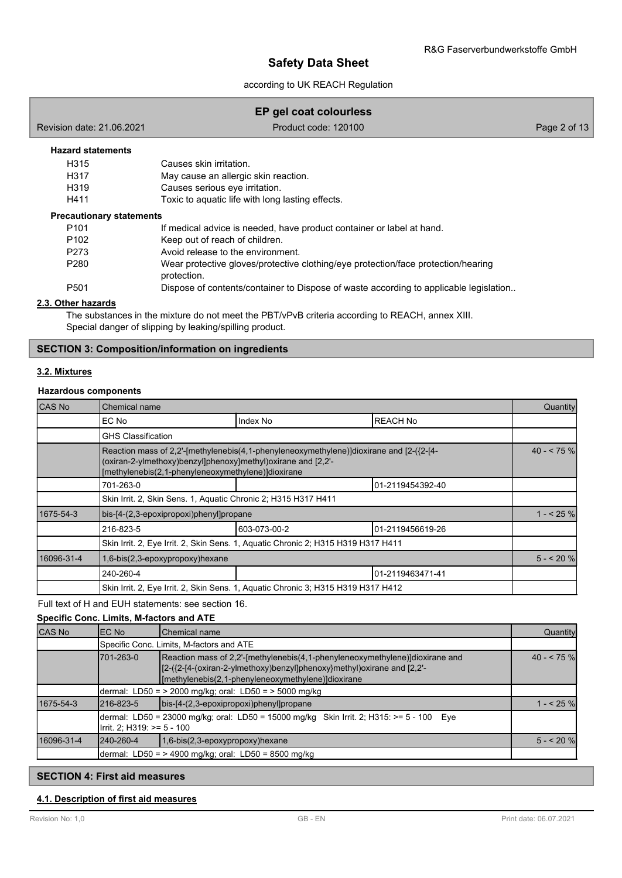**Hazard statements**

| | |
|---|---|
| H315 | Causes skin irritation. |
| H317 | May cause an allergic skin reaction. |
| H319 | Causes serious eye irritation. |
| H411 | Toxic to aquatic life with long lasting effects. |

**Precautionary statements**

| | |
|---|---|
| P101 | If medical advice is needed, have product container or label at hand. |
| P102 | Keep out of reach of children. |
| P273 | Avoid release to the environment. |
| P280 | Wear protective gloves/protective clothing/eye protection/face protection/hearing protection. |
| P501 | Dispose of contents/container to Dispose of waste according to applicable legislation.. |

**2.3. Other hazards**

The substances in the mixture do not meet the PBT/vPvB criteria according to REACH, annex XIII.
Special danger of slipping by leaking/spilling product.

## SECTION 3: Composition/information on ingredients

**3.2. Mixtures**

**Hazardous components**

| CAS No | Chemical name | | | Quantity |
|---|---|---|---|---|
| | EC No | Index No | REACH No | |
| | GHS Classification | | | |
| | Reaction mass of 2,2'-[methylenebis(4,1-phenyleneoxymethylene)]dioxirane and [2-({2-[4-(oxiran-2-ylmethoxy)benzyl]phenoxy}methyl)oxirane and [2,2'-[methylenebis(2,1-phenyleneoxymethylene)]dioxirane | | | 40 - < 75 % |
| | 701-263-0 | | 01-2119454392-40 | |
| | Skin Irrit. 2, Skin Sens. 1, Aquatic Chronic 2; H315 H317 H411 | | | |
| 1675-54-3 | bis-[4-(2,3-epoxipropoxi)phenyl]propane | | | 1 - < 25 % |
| | 216-823-5 | 603-073-00-2 | 01-2119456619-26 | |
| | Skin Irrit. 2, Eye Irrit. 2, Skin Sens. 1, Aquatic Chronic 2; H315 H319 H317 H411 | | | |
| 16096-31-4 | 1,6-bis(2,3-epoxypropoxy)hexane | | | 5 - < 20 % |
| | 240-260-4 | | 01-2119463471-41 | |
| | Skin Irrit. 2, Eye Irrit. 2, Skin Sens. 1, Aquatic Chronic 3; H315 H319 H317 H412 | | | |

Full text of H and EUH statements: see section 16.

**Specific Conc. Limits, M-factors and ATE**

| CAS No | EC No | Chemical name | Quantity |
|---|---|---|---|
| | Specific Conc. Limits, M-factors and ATE | | |
| | 701-263-0 | Reaction mass of 2,2'-[methylenebis(4,1-phenyleneoxymethylene)]dioxirane and [2-({2-[4-(oxiran-2-ylmethoxy)benzyl]phenoxy}methyl)oxirane and [2,2'-[methylenebis(2,1-phenyleneoxymethylene)]dioxirane | 40 - < 75 % |
| | dermal: LD50 = > 2000 mg/kg; oral: LD50 = > 5000 mg/kg | | |
| 1675-54-3 | 216-823-5 | bis-[4-(2,3-epoxipropoxi)phenyl]propane | 1 - < 25 % |
| | dermal: LD50 = 23000 mg/kg; oral: LD50 = 15000 mg/kg Skin Irrit. 2; H315: >= 5 - 100 Eye Irrit. 2; H319: >= 5 - 100 | | |
| 16096-31-4 | 240-260-4 | 1,6-bis(2,3-epoxypropoxy)hexane | 5 - < 20 % |
| | dermal: LD50 = > 4900 mg/kg; oral: LD50 = 8500 mg/kg | | |

## SECTION 4: First aid measures

**4.1. Description of first aid measures**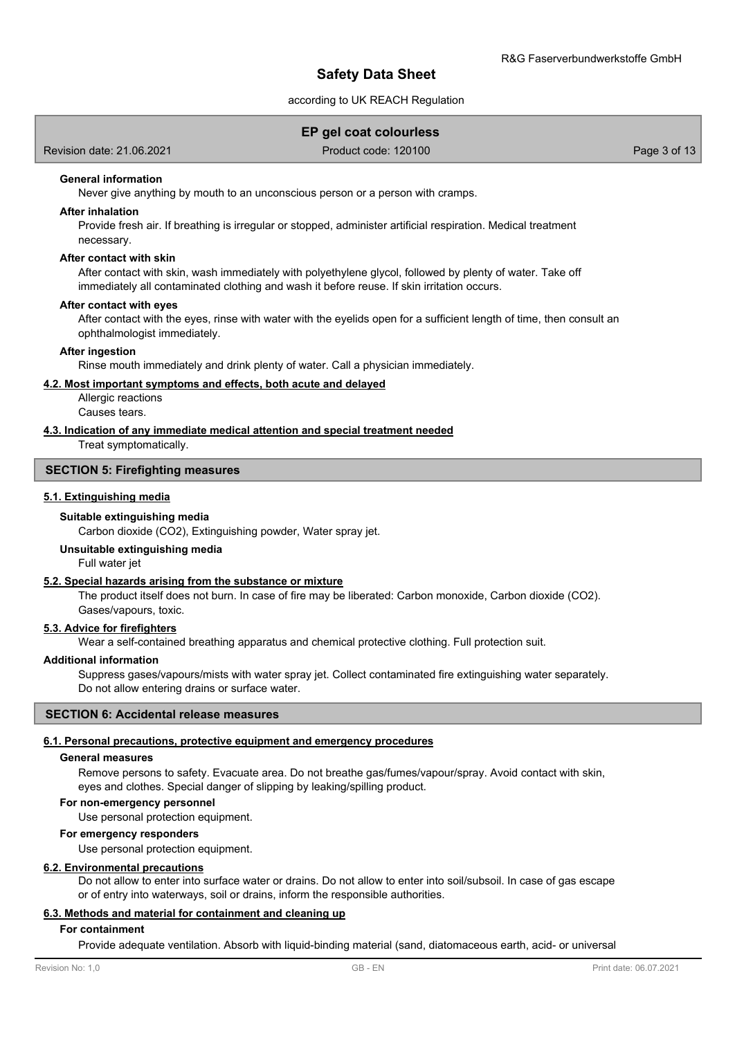#### General information

Never give anything by mouth to an unconscious person or a person with cramps.

#### After inhalation

Provide fresh air. If breathing is irregular or stopped, administer artificial respiration. Medical treatment necessary.

#### After contact with skin

After contact with skin, wash immediately with polyethylene glycol, followed by plenty of water. Take off immediately all contaminated clothing and wash it before reuse. If skin irritation occurs.

#### After contact with eyes

After contact with the eyes, rinse with water with the eyelids open for a sufficient length of time, then consult an ophthalmologist immediately.

#### After ingestion

Rinse mouth immediately and drink plenty of water. Call a physician immediately.

### 4.2. Most important symptoms and effects, both acute and delayed

Allergic reactions
Causes tears.

### 4.3. Indication of any immediate medical attention and special treatment needed

Treat symptomatically.

## SECTION 5: Firefighting measures

### 5.1. Extinguishing media

#### Suitable extinguishing media

Carbon dioxide ($CO_2$), Extinguishing powder, Water spray jet.

#### Unsuitable extinguishing media

Full water jet

### 5.2. Special hazards arising from the substance or mixture

The product itself does not burn. In case of fire may be liberated: Carbon monoxide, Carbon dioxide ($CO_2$). Gases/vapours, toxic.

### 5.3. Advice for firefighters

Wear a self-contained breathing apparatus and chemical protective clothing. Full protection suit.

#### Additional information

Suppress gases/vapours/mists with water spray jet. Collect contaminated fire extinguishing water separately. Do not allow entering drains or surface water.

## SECTION 6: Accidental release measures

### 6.1. Personal precautions, protective equipment and emergency procedures

#### General measures

Remove persons to safety. Evacuate area. Do not breathe gas/fumes/vapour/spray. Avoid contact with skin, eyes and clothes. Special danger of slipping by leaking/spilling product.

#### For non-emergency personnel

Use personal protection equipment.

#### For emergency responders

Use personal protection equipment.

### 6.2. Environmental precautions

Do not allow to enter into surface water or drains. Do not allow to enter into soil/subsoil. In case of gas escape or of entry into waterways, soil or drains, inform the responsible authorities.

### 6.3. Methods and material for containment and cleaning up

#### For containment

Provide adequate ventilation. Absorb with liquid-binding material (sand, diatomaceous earth, acid- or universal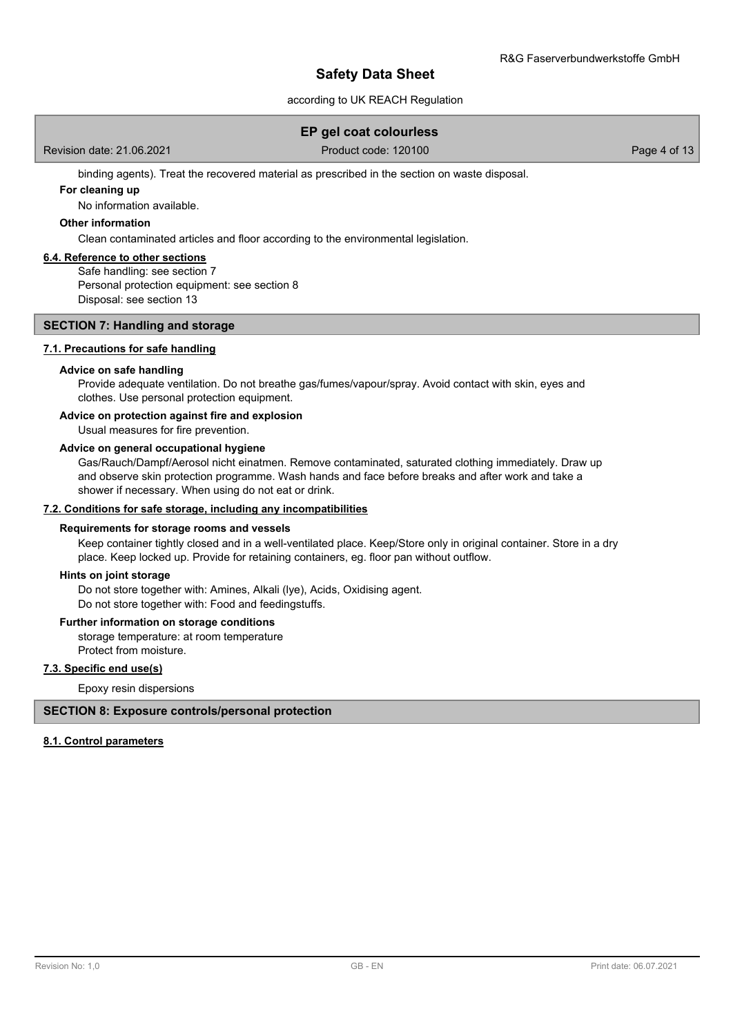binding agents). Treat the recovered material as prescribed in the section on waste disposal.

**For cleaning up**

No information available.

**Other information**

Clean contaminated articles and floor according to the environmental legislation.

### 6.4. Reference to other sections

Safe handling: see section 7
Personal protection equipment: see section 8
Disposal: see section 13

## SECTION 7: Handling and storage

### 7.1. Precautions for safe handling

**Advice on safe handling**

Provide adequate ventilation. Do not breathe gas/fumes/vapour/spray. Avoid contact with skin, eyes and clothes. Use personal protection equipment.

**Advice on protection against fire and explosion**

Usual measures for fire prevention.

**Advice on general occupational hygiene**

Gas/Rauch/Dampf/Aerosol nicht einatmen. Remove contaminated, saturated clothing immediately. Draw up and observe skin protection programme. Wash hands and face before breaks and after work and take a shower if necessary. When using do not eat or drink.

### 7.2. Conditions for safe storage, including any incompatibilities

**Requirements for storage rooms and vessels**

Keep container tightly closed and in a well-ventilated place. Keep/Store only in original container. Store in a dry place. Keep locked up. Provide for retaining containers, eg. floor pan without outflow.

**Hints on joint storage**

Do not store together with: Amines, Alkali (lye), Acids, Oxidising agent.
Do not store together with: Food and feedingstuffs.

**Further information on storage conditions**

storage temperature: at room temperature
Protect from moisture.

### 7.3. Specific end use(s)

Epoxy resin dispersions

## SECTION 8: Exposure controls/personal protection

### 8.1. Control parameters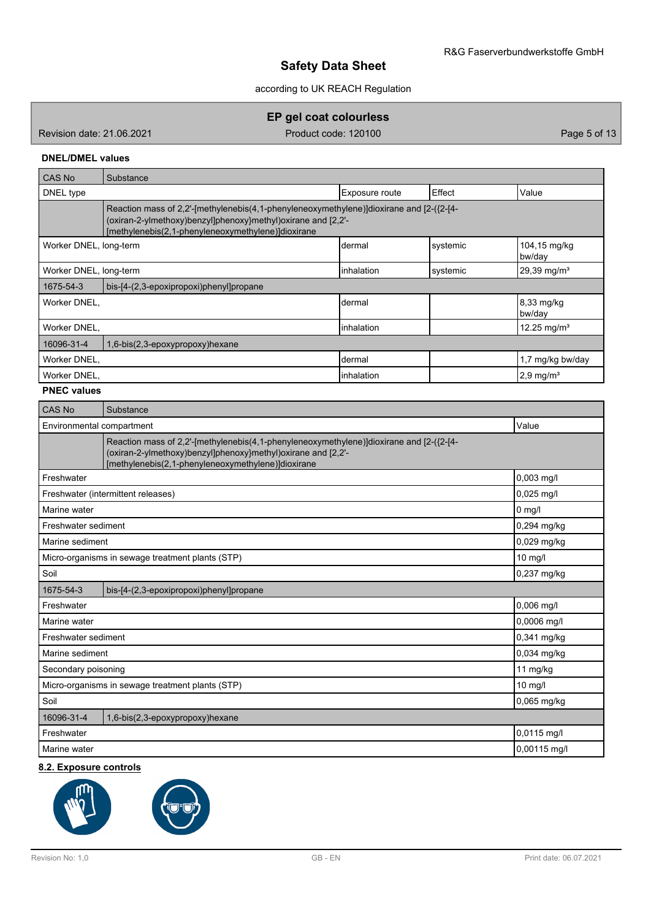**DNEL/DMEL values**

| CAS No | Substance | | | |
|---|---|---|---|---|
| DNEL type | | Exposure route | Effect | Value |
| | Reaction mass of 2,2'-[methylenebis(4,1-phenyleneoxymethylene)]dioxirane and [2-({2-[4-(oxiran-2-ylmethoxy)benzyl]phenoxy}methyl)oxirane and [2,2'-[methylenebis(2,1-phenyleneoxymethylene)]dioxirane | | | |
| Worker DNEL, long-term | | dermal | systemic | 104,15 mg/kg bw/day |
| Worker DNEL, long-term | | inhalation | systemic | 29,39 mg/m³ |
| 1675-54-3 | bis-[4-(2,3-epoxipropoxi)phenyl]propane | | | |
| Worker DNEL, | | dermal | | 8,33 mg/kg bw/day |
| Worker DNEL, | | inhalation | | 12.25 mg/m³ |
| 16096-31-4 | 1,6-bis(2,3-epoxypropoxy)hexane | | | |
| Worker DNEL, | | dermal | | 1,7 mg/kg bw/day |
| Worker DNEL, | | inhalation | | 2,9 mg/m³ |

**PNEC values**

| CAS No | Substance | |
|---|---|---|
| Environmental compartment | | Value |
| | Reaction mass of 2,2'-[methylenebis(4,1-phenyleneoxymethylene)]dioxirane and [2-({2-[4-(oxiran-2-ylmethoxy)benzyl]phenoxy}methyl)oxirane and [2,2'-[methylenebis(2,1-phenyleneoxymethylene)]dioxirane | |
| Freshwater | | 0,003 mg/l |
| Freshwater (intermittent releases) | | 0,025 mg/l |
| Marine water | | 0 mg/l |
| Freshwater sediment | | 0,294 mg/kg |
| Marine sediment | | 0,029 mg/kg |
| Micro-organisms in sewage treatment plants (STP) | | 10 mg/l |
| Soil | | 0,237 mg/kg |
| 1675-54-3 | bis-[4-(2,3-epoxipropoxi)phenyl]propane | |
| Freshwater | | 0,006 mg/l |
| Marine water | | 0,0006 mg/l |
| Freshwater sediment | | 0,341 mg/kg |
| Marine sediment | | 0,034 mg/kg |
| Secondary poisoning | | 11 mg/kg |
| Micro-organisms in sewage treatment plants (STP) | | 10 mg/l |
| Soil | | 0,065 mg/kg |
| 16096-31-4 | 1,6-bis(2,3-epoxypropoxy)hexane | |
| Freshwater | | 0,0115 mg/l |
| Marine water | | 0,00115 mg/l |

## 8.2. Exposure controls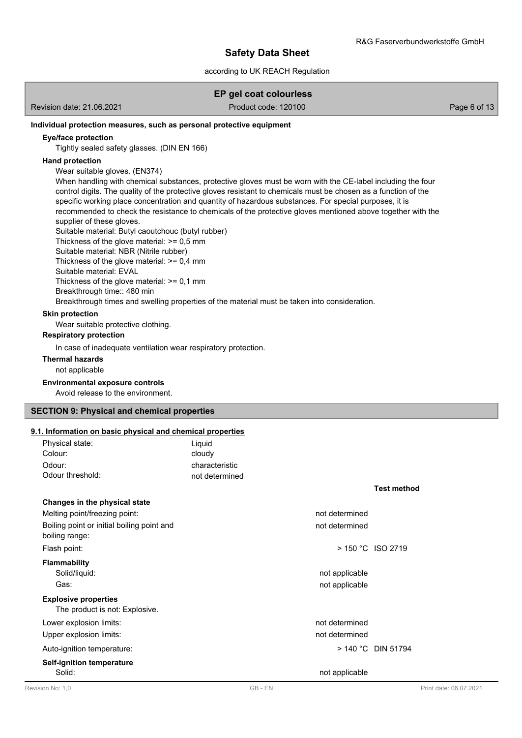#### Individual protection measures, such as personal protective equipment

**Eye/face protection**

Tightly sealed safety glasses. (DIN EN 166)

**Hand protection**

Wear suitable gloves. (EN374)

When handling with chemical substances, protective gloves must be worn with the CE-label including the four control digits. The quality of the protective gloves resistant to chemicals must be chosen as a function of the specific working place concentration and quantity of hazardous substances. For special purposes, it is recommended to check the resistance to chemicals of the protective gloves mentioned above together with the supplier of these gloves.

Suitable material: Butyl caoutchouc (butyl rubber)
Thickness of the glove material: >= 0,5 mm
Suitable material: NBR (Nitrile rubber)
Thickness of the glove material: >= 0,4 mm
Suitable material: EVAL
Thickness of the glove material: >= 0,1 mm
Breakthrough time:: 480 min
Breakthrough times and swelling properties of the material must be taken into consideration.

**Skin protection**

Wear suitable protective clothing.

**Respiratory protection**

In case of inadequate ventilation wear respiratory protection.

**Thermal hazards**

not applicable

**Environmental exposure controls**

Avoid release to the environment.

## SECTION 9: Physical and chemical properties

### 9.1. Information on basic physical and chemical properties

| | | | |
|---|---|---|---|
| Physical state: | Liquid | | |
| Colour: | cloudy | | |
| Odour: | characteristic | | |
| Odour threshold: | not determined | | |
| | | | **Test method** |
| **Changes in the physical state** | | | |
| Melting point/freezing point: | | not determined | |
| Boiling point or initial boiling point and boiling range: | | not determined | |
| Flash point: | | > 150 °C | ISO 2719 |
| **Flammability** | | | |
| Solid/liquid: | | not applicable | |
| Gas: | | not applicable | |
| **Explosive properties** | | | |
| The product is not: Explosive. | | | |
| Lower explosion limits: | | not determined | |
| Upper explosion limits: | | not determined | |
| Auto-ignition temperature: | | > 140 °C | DIN 51794 |
| **Self-ignition temperature** | | | |
| Solid: | | not applicable | |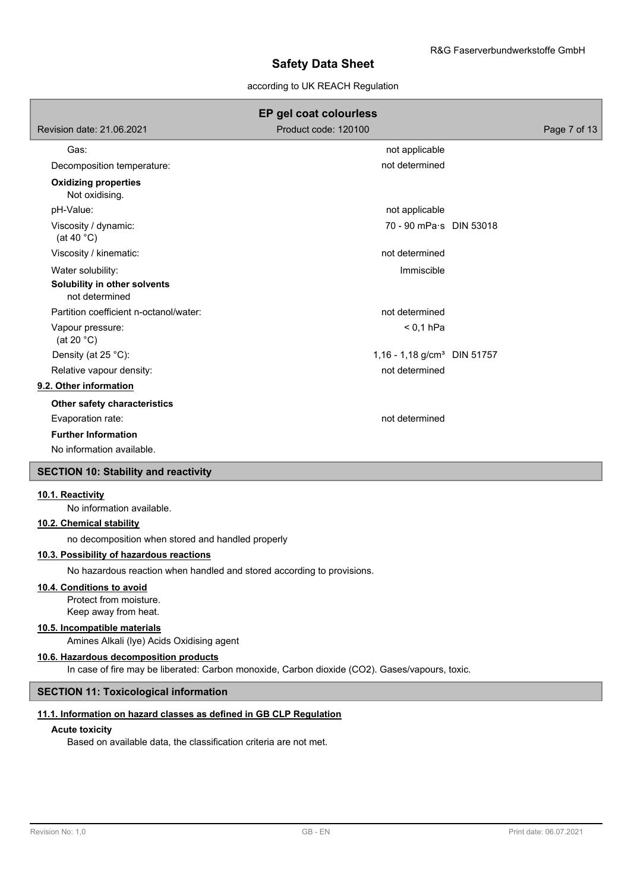| | | |
|---|---|---|
| Gas: | not applicable | |
| Decomposition temperature: | not determined | |

**Oxidizing properties**
Not oxidising.

| | | |
|---|---|---|
| pH-Value: | not applicable | |
| Viscosity / dynamic: (at 40 °C) | 70 - 90 mPa·s | DIN 53018 |
| Viscosity / kinematic: | not determined | |
| Water solubility: | Immiscible | |

**Solubility in other solvents**
not determined

| | | |
|---|---|---|
| Partition coefficient n-octanol/water: | not determined | |
| Vapour pressure: (at 20 °C) | < 0,1 hPa | |
| Density (at 25 °C): | 1,16 - 1,18 g/cm³ | DIN 51757 |
| Relative vapour density: | not determined | |

### 9.2. Other information

**Other safety characteristics**

Evaporation rate: not determined

**Further Information**

No information available.

## SECTION 10: Stability and reactivity

### 10.1. Reactivity

No information available.

### 10.2. Chemical stability

no decomposition when stored and handled properly

### 10.3. Possibility of hazardous reactions

No hazardous reaction when handled and stored according to provisions.

### 10.4. Conditions to avoid

Protect from moisture.
Keep away from heat.

### 10.5. Incompatible materials

Amines Alkali (lye) Acids Oxidising agent

### 10.6. Hazardous decomposition products

In case of fire may be liberated: Carbon monoxide, Carbon dioxide ($CO_2$). Gases/vapours, toxic.

## SECTION 11: Toxicological information

### 11.1. Information on hazard classes as defined in GB CLP Regulation

**Acute toxicity**

Based on available data, the classification criteria are not met.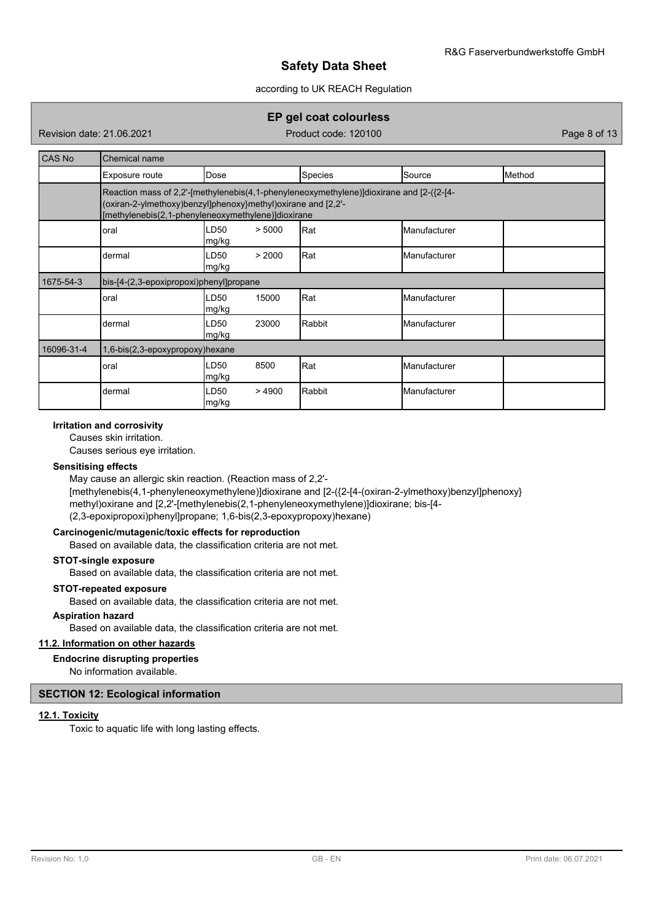| CAS No | Chemical name | | | | |
|---|---|---|---|---|---|
| | Exposure route | Dose | Species | Source | Method |
| | Reaction mass of 2,2'-[methylenebis(4,1-phenyleneoxymethylene)]dioxirane and [2-({2-[4-(oxiran-2-ylmethoxy)benzyl]phenoxy}methyl)oxirane and [2,2'-[methylenebis(2,1-phenyleneoxymethylene)]dioxirane | | | | |
| | oral | LD50 > 5000 mg/kg | Rat | Manufacturer | |
| | dermal | LD50 > 2000 mg/kg | Rat | Manufacturer | |
| 1675-54-3 | bis-[4-(2,3-epoxipropoxi)phenyl]propane | | | | |
| | oral | LD50 15000 mg/kg | Rat | Manufacturer | |
| | dermal | LD50 23000 mg/kg | Rabbit | Manufacturer | |
| 16096-31-4 | 1,6-bis(2,3-epoxypropoxy)hexane | | | | |
| | oral | LD50 8500 mg/kg | Rat | Manufacturer | |
| | dermal | LD50 > 4900 mg/kg | Rabbit | Manufacturer | |

**Irritation and corrosivity**

Causes skin irritation.

Causes serious eye irritation.

**Sensitising effects**

May cause an allergic skin reaction. (Reaction mass of 2,2'-[methylenebis(4,1-phenyleneoxymethylene)]dioxirane and [2-({2-[4-(oxiran-2-ylmethoxy)benzyl]phenoxy}methyl)oxirane and [2,2'-[methylenebis(2,1-phenyleneoxymethylene)]dioxirane; bis-[4-(2,3-epoxipropoxi)phenyl]propane; 1,6-bis(2,3-epoxypropoxy)hexane)

**Carcinogenic/mutagenic/toxic effects for reproduction**

Based on available data, the classification criteria are not met.

**STOT-single exposure**

Based on available data, the classification criteria are not met.

**STOT-repeated exposure**

Based on available data, the classification criteria are not met.

**Aspiration hazard**

Based on available data, the classification criteria are not met.

**11.2. Information on other hazards**

**Endocrine disrupting properties**

No information available.

## SECTION 12: Ecological information

**12.1. Toxicity**

Toxic to aquatic life with long lasting effects.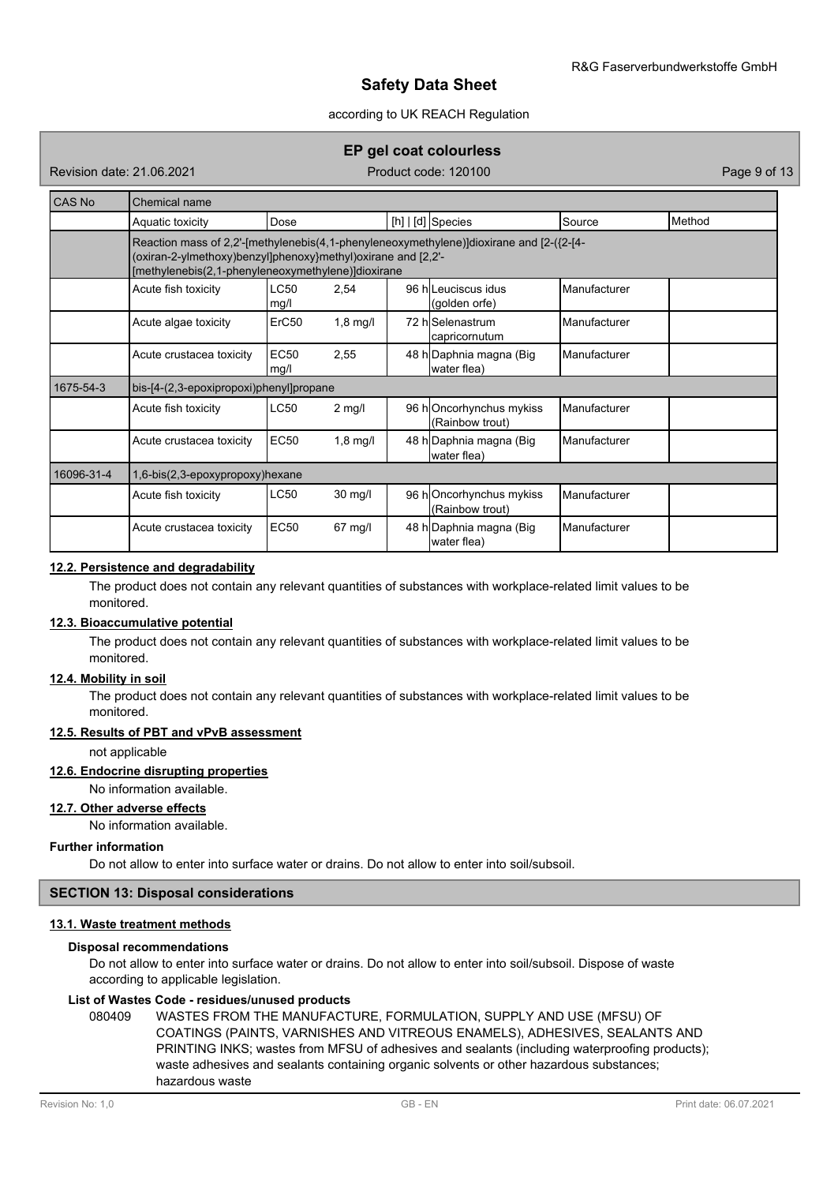| CAS No | Chemical name | | | | | |
|---|---|---|---|---|---|---|
| | Aquatic toxicity | Dose | | [h] \| [d] | Species | Source | Method |
| | Reaction mass of 2,2'-[methylenebis(4,1-phenyleneoxymethylene)]dioxirane and [2-({2-[4-(oxiran-2-ylmethoxy)benzyl]phenoxy}methyl)oxirane and [2,2'-[methylenebis(2,1-phenyleneoxymethylene)]dioxirane | | | | | | |
| | Acute fish toxicity | LC50 mg/l | 2,54 | 96 h | Leuciscus idus (golden orfe) | Manufacturer | |
| | Acute algae toxicity | ErC50 | 1,8 mg/l | 72 h | Selenastrum capricornutum | Manufacturer | |
| | Acute crustacea toxicity | EC50 mg/l | 2,55 | 48 h | Daphnia magna (Big water flea) | Manufacturer | |
| 1675-54-3 | bis-[4-(2,3-epoxipropoxi)phenyl]propane | | | | | | |
| | Acute fish toxicity | LC50 | 2 mg/l | 96 h | Oncorhynchus mykiss (Rainbow trout) | Manufacturer | |
| | Acute crustacea toxicity | EC50 | 1,8 mg/l | 48 h | Daphnia magna (Big water flea) | Manufacturer | |
| 16096-31-4 | 1,6-bis(2,3-epoxypropoxy)hexane | | | | | | |
| | Acute fish toxicity | LC50 | 30 mg/l | 96 h | Oncorhynchus mykiss (Rainbow trout) | Manufacturer | |
| | Acute crustacea toxicity | EC50 | 67 mg/l | 48 h | Daphnia magna (Big water flea) | Manufacturer | |

### 12.2. Persistence and degradability

The product does not contain any relevant quantities of substances with workplace-related limit values to be monitored.

### 12.3. Bioaccumulative potential

The product does not contain any relevant quantities of substances with workplace-related limit values to be monitored.

### 12.4. Mobility in soil

The product does not contain any relevant quantities of substances with workplace-related limit values to be monitored.

### 12.5. Results of PBT and vPvB assessment

not applicable

### 12.6. Endocrine disrupting properties

No information available.

### 12.7. Other adverse effects

No information available.

**Further information**

Do not allow to enter into surface water or drains. Do not allow to enter into soil/subsoil.

## SECTION 13: Disposal considerations

### 13.1. Waste treatment methods

**Disposal recommendations**

Do not allow to enter into surface water or drains. Do not allow to enter into soil/subsoil. Dispose of waste according to applicable legislation.

**List of Wastes Code - residues/unused products**

080409 WASTES FROM THE MANUFACTURE, FORMULATION, SUPPLY AND USE (MFSU) OF COATINGS (PAINTS, VARNISHES AND VITREOUS ENAMELS), ADHESIVES, SEALANTS AND PRINTING INKS; wastes from MFSU of adhesives and sealants (including waterproofing products); waste adhesives and sealants containing organic solvents or other hazardous substances; hazardous waste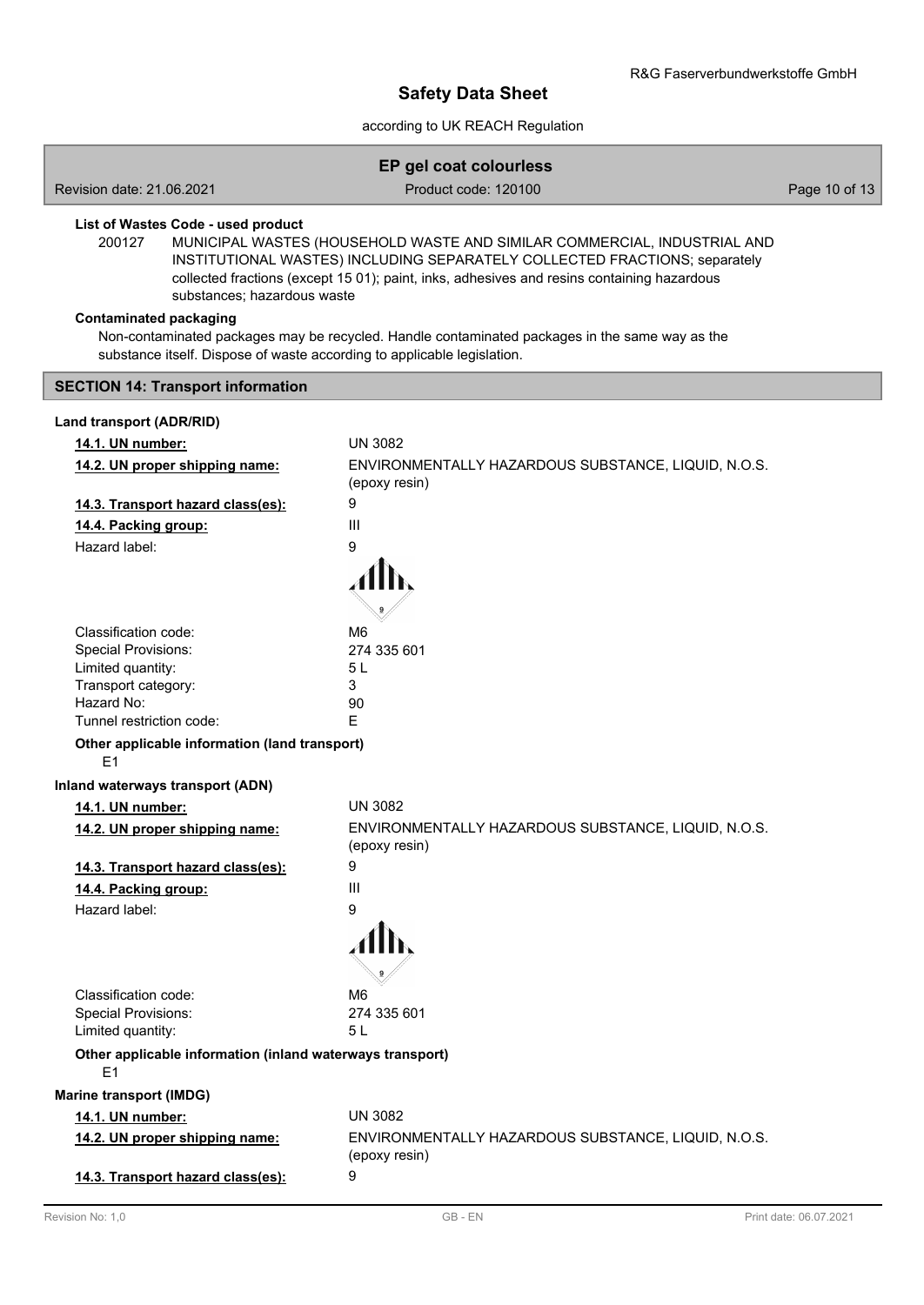**List of Wastes Code - used product**

200127 MUNICIPAL WASTES (HOUSEHOLD WASTE AND SIMILAR COMMERCIAL, INDUSTRIAL AND INSTITUTIONAL WASTES) INCLUDING SEPARATELY COLLECTED FRACTIONS; separately collected fractions (except 15 01); paint, inks, adhesives and resins containing hazardous substances; hazardous waste

**Contaminated packaging**

Non-contaminated packages may be recycled. Handle contaminated packages in the same way as the substance itself. Dispose of waste according to applicable legislation.

## SECTION 14: Transport information

### Land transport (ADR/RID)

| | |
|---|---|
| **14.1. UN number:** | UN 3082 |
| **14.2. UN proper shipping name:** | ENVIRONMENTALLY HAZARDOUS SUBSTANCE, LIQUID, N.O.S. (epoxy resin) |
| **14.3. Transport hazard class(es):** | 9 |
| **14.4. Packing group:** | III |
| Hazard label: | 9 |
| Classification code: | M6 |
| Special Provisions: | 274 335 601 |
| Limited quantity: | 5 L |
| Transport category: | 3 |
| Hazard No: | 90 |
| Tunnel restriction code: | E |

**Other applicable information (land transport)**

E1

### Inland waterways transport (ADN)

| | |
|---|---|
| **14.1. UN number:** | UN 3082 |
| **14.2. UN proper shipping name:** | ENVIRONMENTALLY HAZARDOUS SUBSTANCE, LIQUID, N.O.S. (epoxy resin) |
| **14.3. Transport hazard class(es):** | 9 |
| **14.4. Packing group:** | III |
| Hazard label: | 9 |
| Classification code: | M6 |
| Special Provisions: | 274 335 601 |
| Limited quantity: | 5 L |

**Other applicable information (inland waterways transport)**

E1

### Marine transport (IMDG)

| | |
|---|---|
| **14.1. UN number:** | UN 3082 |
| **14.2. UN proper shipping name:** | ENVIRONMENTALLY HAZARDOUS SUBSTANCE, LIQUID, N.O.S. (epoxy resin) |
| **14.3. Transport hazard class(es):** | 9 |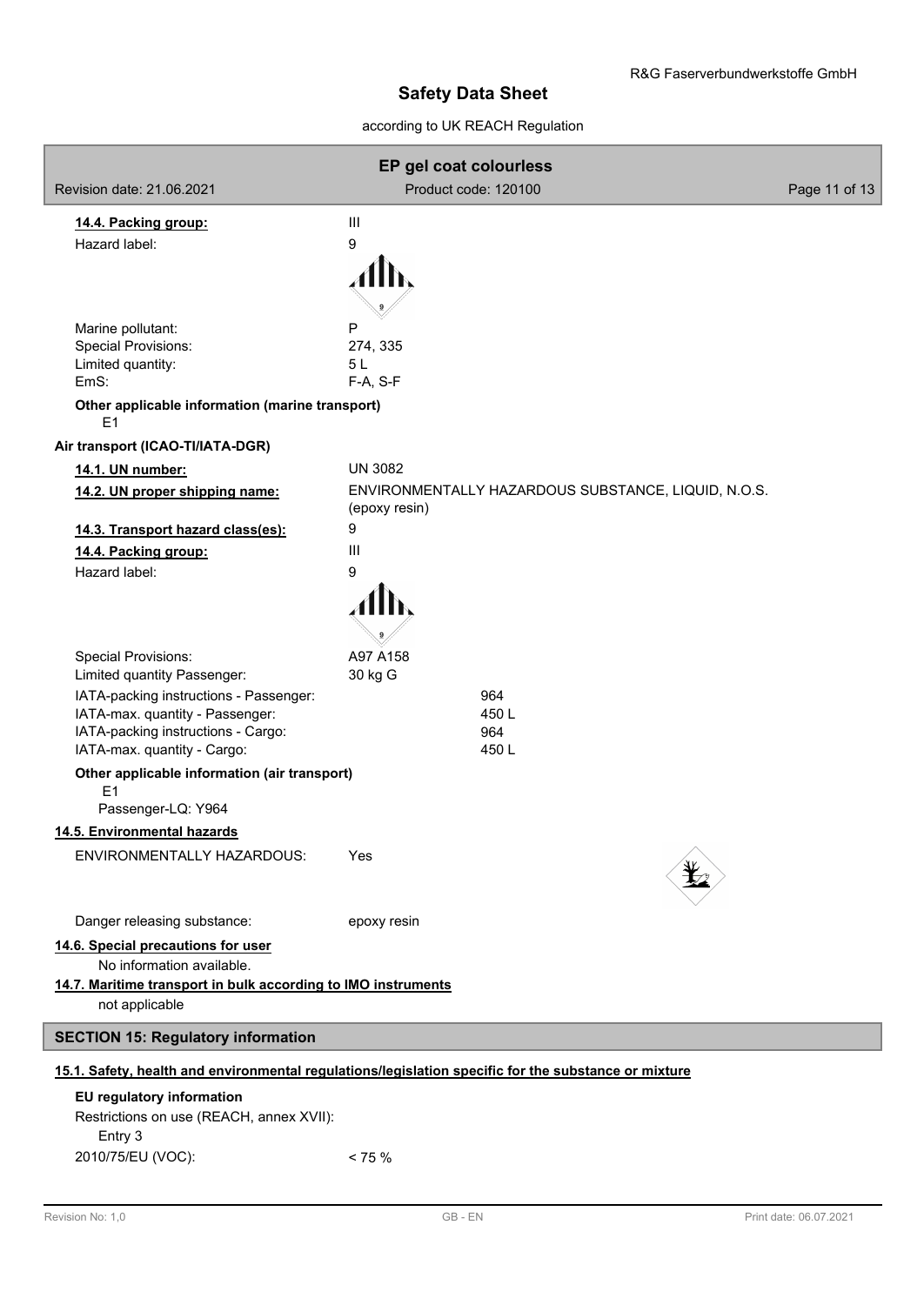**14.4. Packing group:** III

Hazard label: 9

Marine pollutant: P

Special Provisions: 274, 335

Limited quantity: 5 L

EmS: F-A, S-F

**Other applicable information (marine transport)**

E1

**Air transport (ICAO-TI/IATA-DGR)**

**14.1. UN number:** UN 3082

**14.2. UN proper shipping name:** ENVIRONMENTALLY HAZARDOUS SUBSTANCE, LIQUID, N.O.S. (epoxy resin)

**14.3. Transport hazard class(es):** 9

**14.4. Packing group:** III

Hazard label: 9

Special Provisions: A97 A158

Limited quantity Passenger: 30 kg G

IATA-packing instructions - Passenger: 964

IATA-max. quantity - Passenger: 450 L

IATA-packing instructions - Cargo: 964

IATA-max. quantity - Cargo: 450 L

**Other applicable information (air transport)**

E1

Passenger-LQ: Y964

**14.5. Environmental hazards**

ENVIRONMENTALLY HAZARDOUS: Yes

Danger releasing substance: epoxy resin

**14.6. Special precautions for user**

No information available.

**14.7. Maritime transport in bulk according to IMO instruments**

not applicable

## SECTION 15: Regulatory information

**15.1. Safety, health and environmental regulations/legislation specific for the substance or mixture**

**EU regulatory information**

Restrictions on use (REACH, annex XVII):

Entry 3

2010/75/EU (VOC): < 75 %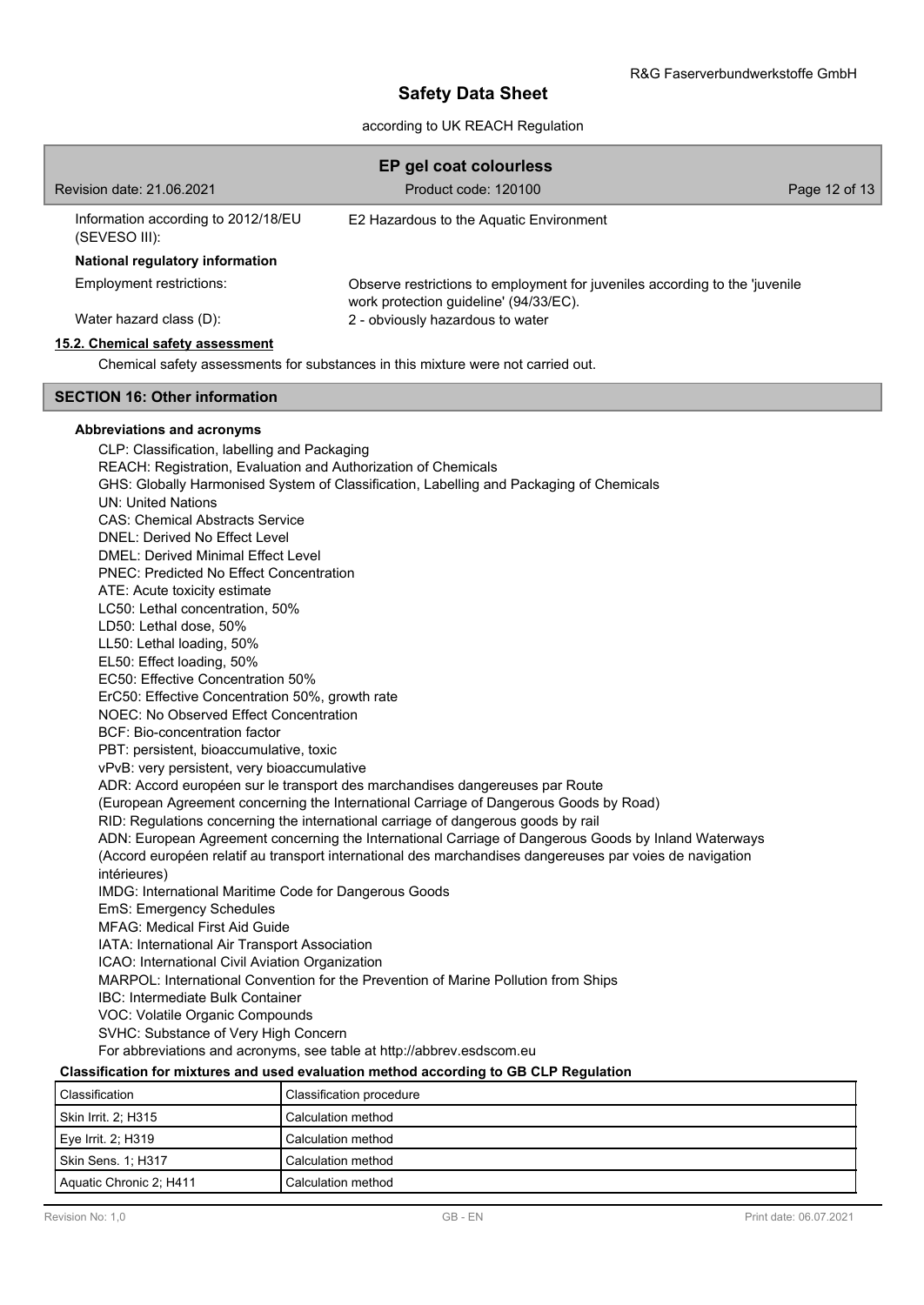Information according to 2012/18/EU (SEVESO III): E2 Hazardous to the Aquatic Environment

**National regulatory information**

Employment restrictions: Observe restrictions to employment for juveniles according to the 'juvenile work protection guideline' (94/33/EC).

Water hazard class (D): 2 - obviously hazardous to water

### 15.2. Chemical safety assessment

Chemical safety assessments for substances in this mixture were not carried out.

## SECTION 16: Other information

**Abbreviations and acronyms**

CLP: Classification, labelling and Packaging
REACH: Registration, Evaluation and Authorization of Chemicals
GHS: Globally Harmonised System of Classification, Labelling and Packaging of Chemicals
UN: United Nations
CAS: Chemical Abstracts Service
DNEL: Derived No Effect Level
DMEL: Derived Minimal Effect Level
PNEC: Predicted No Effect Concentration
ATE: Acute toxicity estimate
LC50: Lethal concentration, 50%
LD50: Lethal dose, 50%
LL50: Lethal loading, 50%
EL50: Effect loading, 50%
EC50: Effective Concentration 50%
ErC50: Effective Concentration 50%, growth rate
NOEC: No Observed Effect Concentration
BCF: Bio-concentration factor
PBT: persistent, bioaccumulative, toxic
vPvB: very persistent, very bioaccumulative
ADR: Accord européen sur le transport des marchandises dangereuses par Route
(European Agreement concerning the International Carriage of Dangerous Goods by Road)
RID: Regulations concerning the international carriage of dangerous goods by rail
ADN: European Agreement concerning the International Carriage of Dangerous Goods by Inland Waterways
(Accord européen relatif au transport international des marchandises dangereuses par voies de navigation intérieures)
IMDG: International Maritime Code for Dangerous Goods
EmS: Emergency Schedules
MFAG: Medical First Aid Guide
IATA: International Air Transport Association
ICAO: International Civil Aviation Organization
MARPOL: International Convention for the Prevention of Marine Pollution from Ships
IBC: Intermediate Bulk Container
VOC: Volatile Organic Compounds
SVHC: Substance of Very High Concern
For abbreviations and acronyms, see table at http://abbrev.esdscom.eu

**Classification for mixtures and used evaluation method according to GB CLP Regulation**

| Classification | Classification procedure |
|---|---|
| Skin Irrit. 2; H315 | Calculation method |
| Eye Irrit. 2; H319 | Calculation method |
| Skin Sens. 1; H317 | Calculation method |
| Aquatic Chronic 2; H411 | Calculation method |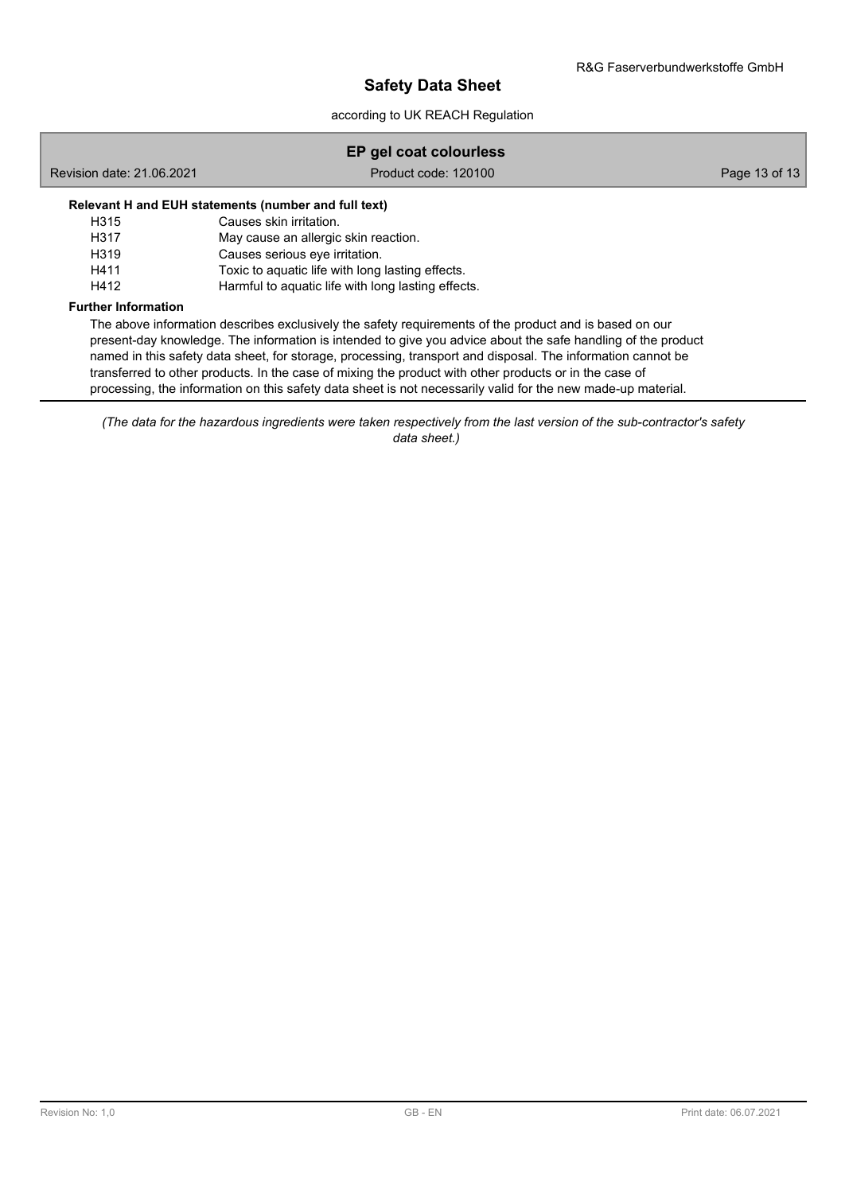**Relevant H and EUH statements (number and full text)**

| | |
|---|---|
| H315 | Causes skin irritation. |
| H317 | May cause an allergic skin reaction. |
| H319 | Causes serious eye irritation. |
| H411 | Toxic to aquatic life with long lasting effects. |
| H412 | Harmful to aquatic life with long lasting effects. |

**Further Information**

The above information describes exclusively the safety requirements of the product and is based on our present-day knowledge. The information is intended to give you advice about the safe handling of the product named in this safety data sheet, for storage, processing, transport and disposal. The information cannot be transferred to other products. In the case of mixing the product with other products or in the case of processing, the information on this safety data sheet is not necessarily valid for the new made-up material.

---

*(The data for the hazardous ingredients were taken respectively from the last version of the sub-contractor's safety data sheet.)*